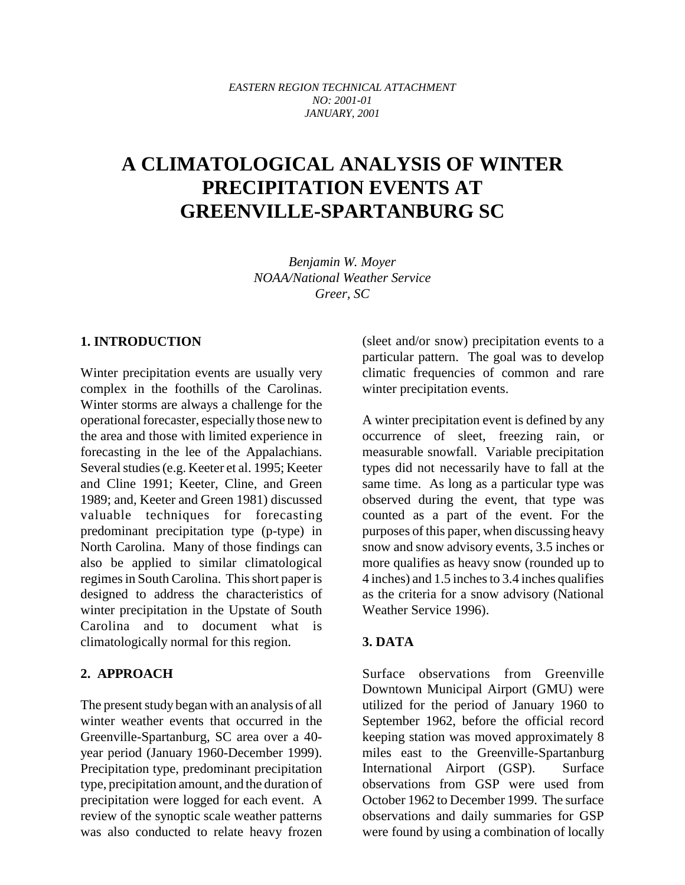*EASTERN REGION TECHNICAL ATTACHMENT*
*NO: 2001-01*
*JANUARY, 2001*

# A CLIMATOLOGICAL ANALYSIS OF WINTER PRECIPITATION EVENTS AT GREENVILLE-SPARTANBURG SC

*Benjamin W. Moyer*
*NOAA/National Weather Service*
*Greer, SC*

## 1. INTRODUCTION

Winter precipitation events are usually very complex in the foothills of the Carolinas. Winter storms are always a challenge for the operational forecaster, especially those new to the area and those with limited experience in forecasting in the lee of the Appalachians. Several studies (e.g. Keeter et al. 1995; Keeter and Cline 1991; Keeter, Cline, and Green 1989; and, Keeter and Green 1981) discussed valuable techniques for forecasting predominant precipitation type (p-type) in North Carolina. Many of those findings can also be applied to similar climatological regimes in South Carolina. This short paper is designed to address the characteristics of winter precipitation in the Upstate of South Carolina and to document what is climatologically normal for this region.

## 2. APPROACH

The present study began with an analysis of all winter weather events that occurred in the Greenville-Spartanburg, SC area over a 40-year period (January 1960-December 1999). Precipitation type, predominant precipitation type, precipitation amount, and the duration of precipitation were logged for each event. A review of the synoptic scale weather patterns was also conducted to relate heavy frozen (sleet and/or snow) precipitation events to a particular pattern. The goal was to develop climatic frequencies of common and rare winter precipitation events.

A winter precipitation event is defined by any occurrence of sleet, freezing rain, or measurable snowfall. Variable precipitation types did not necessarily have to fall at the same time. As long as a particular type was observed during the event, that type was counted as a part of the event. For the purposes of this paper, when discussing heavy snow and snow advisory events, 3.5 inches or more qualifies as heavy snow (rounded up to 4 inches) and 1.5 inches to 3.4 inches qualifies as the criteria for a snow advisory (National Weather Service 1996).

## 3. DATA

Surface observations from Greenville Downtown Municipal Airport (GMU) were utilized for the period of January 1960 to September 1962, before the official record keeping station was moved approximately 8 miles east to the Greenville-Spartanburg International Airport (GSP). Surface observations from GSP were used from October 1962 to December 1999. The surface observations and daily summaries for GSP were found by using a combination of locally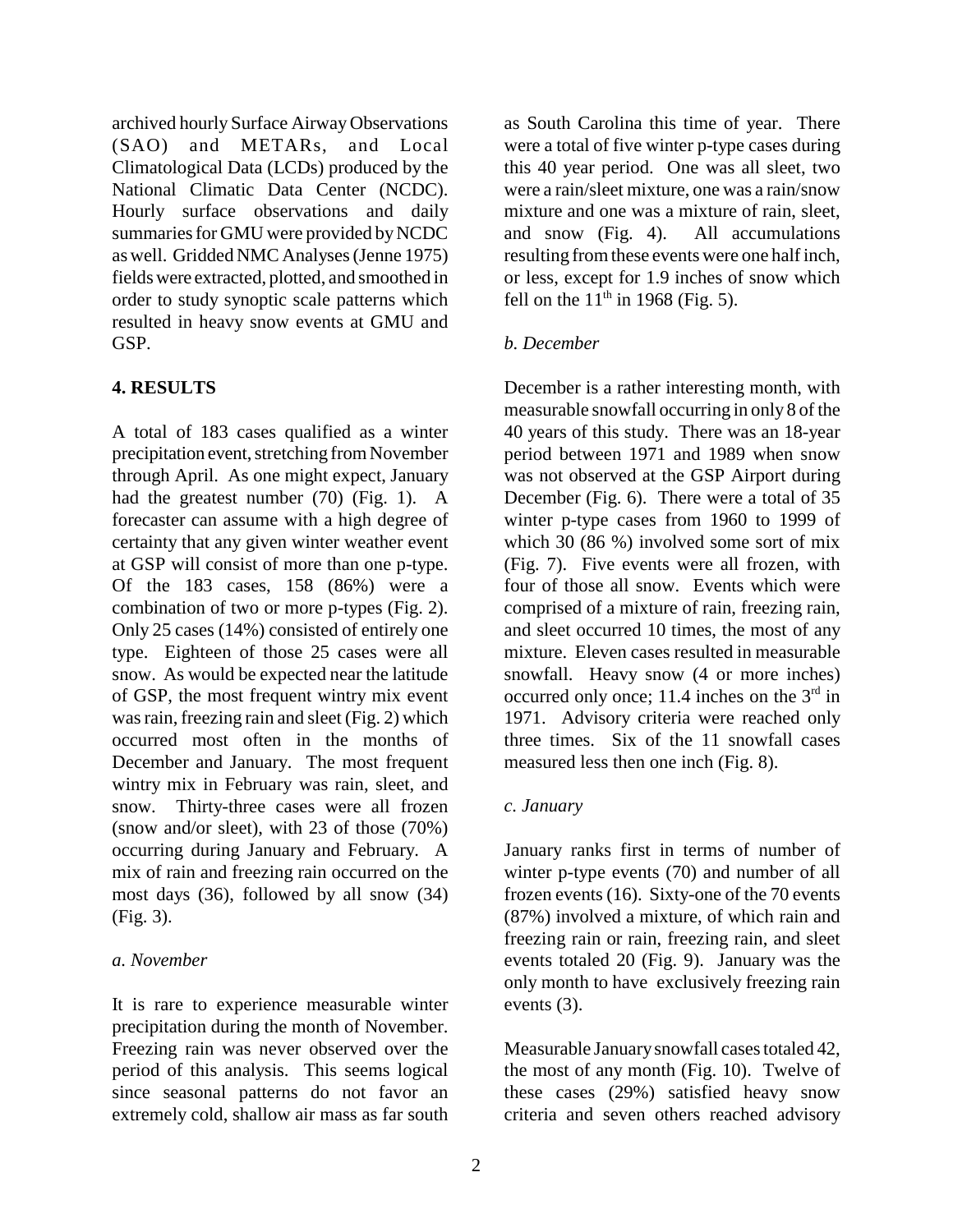archived hourly Surface Airway Observations (SAO) and METARs, and Local Climatological Data (LCDs) produced by the National Climatic Data Center (NCDC). Hourly surface observations and daily summaries for GMU were provided by NCDC as well. Gridded NMC Analyses (Jenne 1975) fields were extracted, plotted, and smoothed in order to study synoptic scale patterns which resulted in heavy snow events at GMU and GSP.

## 4. RESULTS

A total of 183 cases qualified as a winter precipitation event, stretching from November through April. As one might expect, January had the greatest number (70) (Fig. 1). A forecaster can assume with a high degree of certainty that any given winter weather event at GSP will consist of more than one p-type. Of the 183 cases, 158 (86%) were a combination of two or more p-types (Fig. 2). Only 25 cases (14%) consisted of entirely one type. Eighteen of those 25 cases were all snow. As would be expected near the latitude of GSP, the most frequent wintry mix event was rain, freezing rain and sleet (Fig. 2) which occurred most often in the months of December and January. The most frequent wintry mix in February was rain, sleet, and snow. Thirty-three cases were all frozen (snow and/or sleet), with 23 of those (70%) occurring during January and February. A mix of rain and freezing rain occurred on the most days (36), followed by all snow (34) (Fig. 3).

### *a. November*

It is rare to experience measurable winter precipitation during the month of November. Freezing rain was never observed over the period of this analysis. This seems logical since seasonal patterns do not favor an extremely cold, shallow air mass as far south as South Carolina this time of year. There were a total of five winter p-type cases during this 40 year period. One was all sleet, two were a rain/sleet mixture, one was a rain/snow mixture and one was a mixture of rain, sleet, and snow (Fig. 4). All accumulations resulting from these events were one half inch, or less, except for 1.9 inches of snow which fell on the 11th in 1968 (Fig. 5).

### *b. December*

December is a rather interesting month, with measurable snowfall occurring in only 8 of the 40 years of this study. There was an 18-year period between 1971 and 1989 when snow was not observed at the GSP Airport during December (Fig. 6). There were a total of 35 winter p-type cases from 1960 to 1999 of which 30 (86 %) involved some sort of mix (Fig. 7). Five events were all frozen, with four of those all snow. Events which were comprised of a mixture of rain, freezing rain, and sleet occurred 10 times, the most of any mixture. Eleven cases resulted in measurable snowfall. Heavy snow (4 or more inches) occurred only once; 11.4 inches on the 3rd in 1971. Advisory criteria were reached only three times. Six of the 11 snowfall cases measured less then one inch (Fig. 8).

### *c. January*

January ranks first in terms of number of winter p-type events (70) and number of all frozen events (16). Sixty-one of the 70 events (87%) involved a mixture, of which rain and freezing rain or rain, freezing rain, and sleet events totaled 20 (Fig. 9). January was the only month to have exclusively freezing rain events (3).

Measurable January snowfall cases totaled 42, the most of any month (Fig. 10). Twelve of these cases (29%) satisfied heavy snow criteria and seven others reached advisory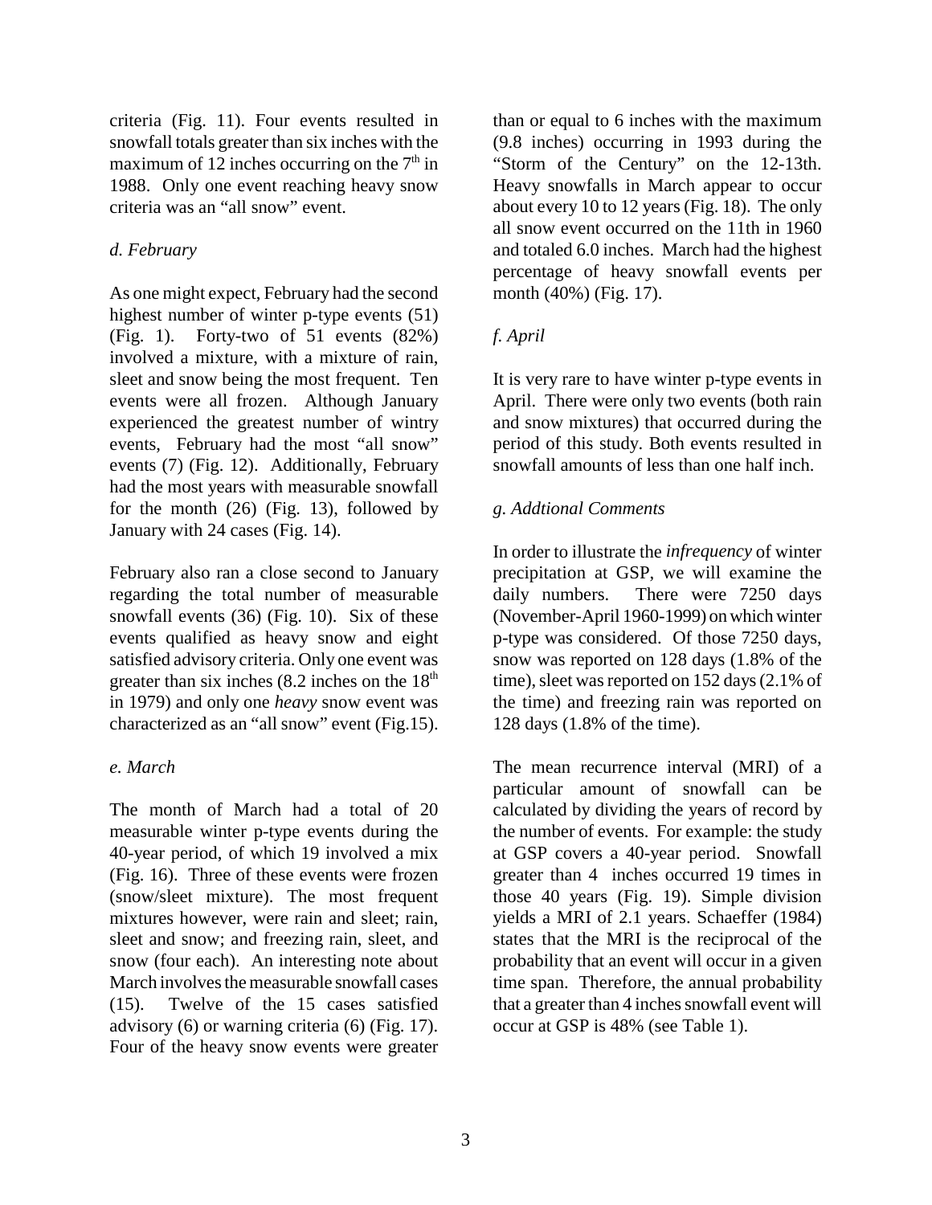criteria (Fig. 11). Four events resulted in snowfall totals greater than six inches with the maximum of 12 inches occurring on the $7^{th}$ in 1988. Only one event reaching heavy snow criteria was an "all snow" event.

### *d. February*

As one might expect, February had the second highest number of winter p-type events (51) (Fig. 1). Forty-two of 51 events (82%) involved a mixture, with a mixture of rain, sleet and snow being the most frequent. Ten events were all frozen. Although January experienced the greatest number of wintry events, February had the most "all snow" events (7) (Fig. 12). Additionally, February had the most years with measurable snowfall for the month (26) (Fig. 13), followed by January with 24 cases (Fig. 14).

February also ran a close second to January regarding the total number of measurable snowfall events (36) (Fig. 10). Six of these events qualified as heavy snow and eight satisfied advisory criteria. Only one event was greater than six inches (8.2 inches on the $18^{th}$ in 1979) and only one *heavy* snow event was characterized as an "all snow" event (Fig.15).

### *e. March*

The month of March had a total of 20 measurable winter p-type events during the 40-year period, of which 19 involved a mix (Fig. 16). Three of these events were frozen (snow/sleet mixture). The most frequent mixtures however, were rain and sleet; rain, sleet and snow; and freezing rain, sleet, and snow (four each). An interesting note about March involves the measurable snowfall cases (15). Twelve of the 15 cases satisfied advisory (6) or warning criteria (6) (Fig. 17). Four of the heavy snow events were greater than or equal to 6 inches with the maximum (9.8 inches) occurring in 1993 during the "Storm of the Century" on the 12-13th. Heavy snowfalls in March appear to occur about every 10 to 12 years (Fig. 18). The only all snow event occurred on the 11th in 1960 and totaled 6.0 inches. March had the highest percentage of heavy snowfall events per month (40%) (Fig. 17).

### *f. April*

It is very rare to have winter p-type events in April. There were only two events (both rain and snow mixtures) that occurred during the period of this study. Both events resulted in snowfall amounts of less than one half inch.

### *g. Addtional Comments*

In order to illustrate the *infrequency* of winter precipitation at GSP, we will examine the daily numbers. There were 7250 days (November-April 1960-1999) on which winter p-type was considered. Of those 7250 days, snow was reported on 128 days (1.8% of the time), sleet was reported on 152 days (2.1% of the time) and freezing rain was reported on 128 days (1.8% of the time).

The mean recurrence interval (MRI) of a particular amount of snowfall can be calculated by dividing the years of record by the number of events. For example: the study at GSP covers a 40-year period. Snowfall greater than 4 inches occurred 19 times in those 40 years (Fig. 19). Simple division yields a MRI of 2.1 years. Schaeffer (1984) states that the MRI is the reciprocal of the probability that an event will occur in a given time span. Therefore, the annual probability that a greater than 4 inches snowfall event will occur at GSP is 48% (see Table 1).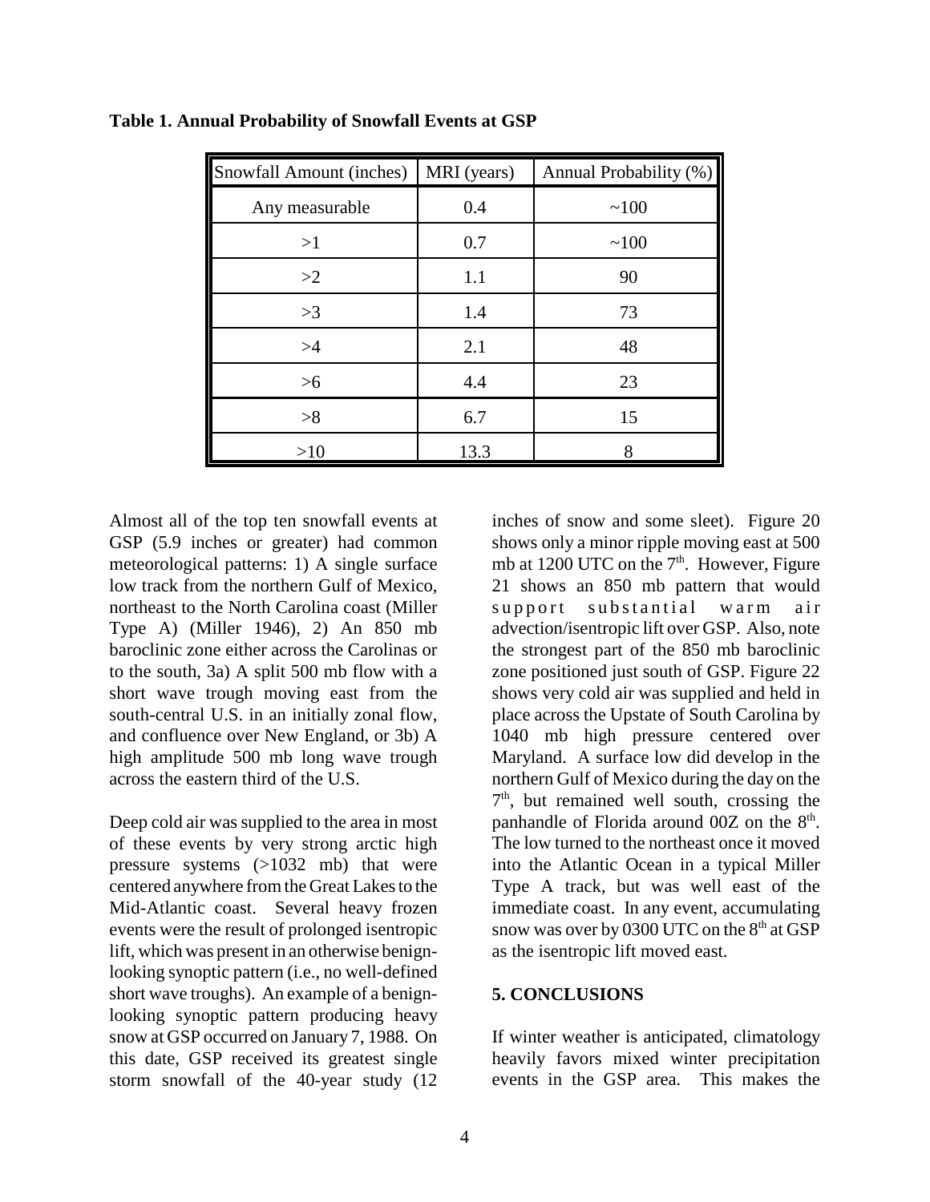**Table 1. Annual Probability of Snowfall Events at GSP**

| Snowfall Amount (inches) | MRI (years) | Annual Probability (%) |
| --- | --- | --- |
| Any measurable | 0.4 | ~100 |
| >1 | 0.7 | ~100 |
| >2 | 1.1 | 90 |
| >3 | 1.4 | 73 |
| >4 | 2.1 | 48 |
| >6 | 4.4 | 23 |
| >8 | 6.7 | 15 |
| >10 | 13.3 | 8 |

Almost all of the top ten snowfall events at GSP (5.9 inches or greater) had common meteorological patterns: 1) A single surface low track from the northern Gulf of Mexico, northeast to the North Carolina coast (Miller Type A) (Miller 1946), 2) An 850 mb baroclinic zone either across the Carolinas or to the south, 3a) A split 500 mb flow with a short wave trough moving east from the south-central U.S. in an initially zonal flow, and confluence over New England, or 3b) A high amplitude 500 mb long wave trough across the eastern third of the U.S.

Deep cold air was supplied to the area in most of these events by very strong arctic high pressure systems (>1032 mb) that were centered anywhere from the Great Lakes to the Mid-Atlantic coast. Several heavy frozen events were the result of prolonged isentropic lift, which was present in an otherwise benign-looking synoptic pattern (i.e., no well-defined short wave troughs). An example of a benign-looking synoptic pattern producing heavy snow at GSP occurred on January 7, 1988. On this date, GSP received its greatest single storm snowfall of the 40-year study (12 inches of snow and some sleet). Figure 20 shows only a minor ripple moving east at 500 mb at 1200 UTC on the 7th. However, Figure 21 shows an 850 mb pattern that would support substantial warm air advection/isentropic lift over GSP. Also, note the strongest part of the 850 mb baroclinic zone positioned just south of GSP. Figure 22 shows very cold air was supplied and held in place across the Upstate of South Carolina by 1040 mb high pressure centered over Maryland. A surface low did develop in the northern Gulf of Mexico during the day on the 7th, but remained well south, crossing the panhandle of Florida around 00Z on the 8th. The low turned to the northeast once it moved into the Atlantic Ocean in a typical Miller Type A track, but was well east of the immediate coast. In any event, accumulating snow was over by 0300 UTC on the 8th at GSP as the isentropic lift moved east.

## 5. CONCLUSIONS

If winter weather is anticipated, climatology heavily favors mixed winter precipitation events in the GSP area. This makes the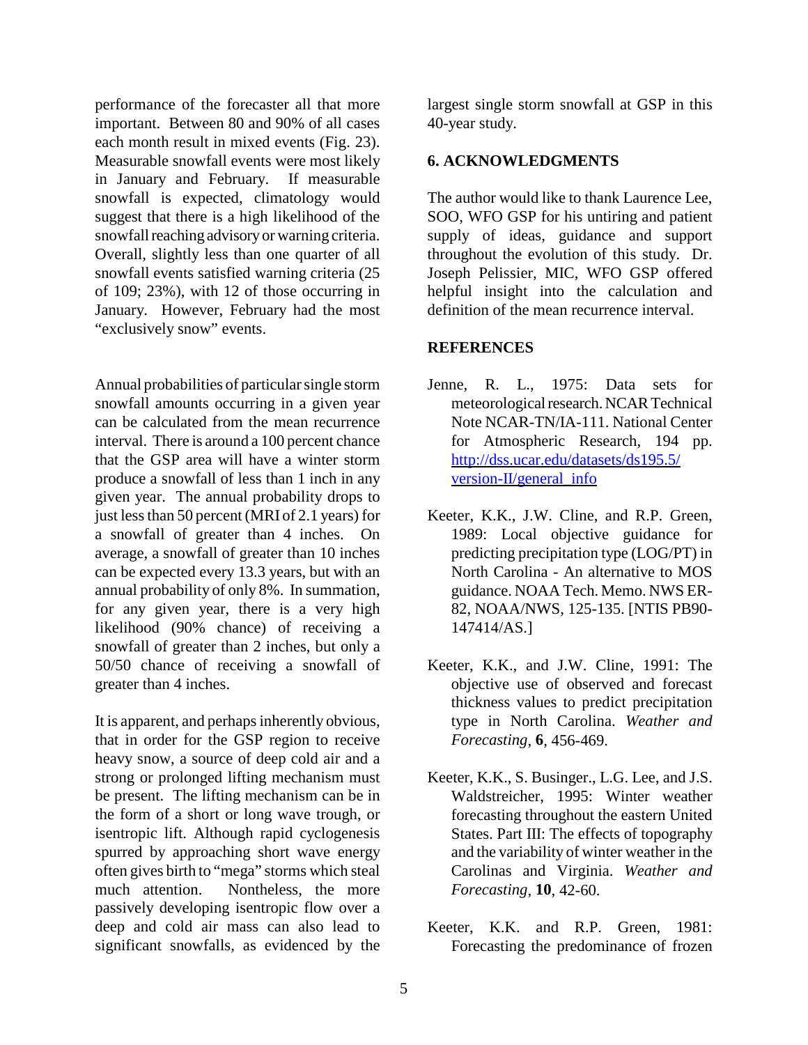performance of the forecaster all that more important. Between 80 and 90% of all cases each month result in mixed events (Fig. 23). Measurable snowfall events were most likely in January and February. If measurable snowfall is expected, climatology would suggest that there is a high likelihood of the snowfall reaching advisory or warning criteria. Overall, slightly less than one quarter of all snowfall events satisfied warning criteria (25 of 109; 23%), with 12 of those occurring in January. However, February had the most "exclusively snow" events.

Annual probabilities of particular single storm snowfall amounts occurring in a given year can be calculated from the mean recurrence interval. There is around a 100 percent chance that the GSP area will have a winter storm produce a snowfall of less than 1 inch in any given year. The annual probability drops to just less than 50 percent (MRI of 2.1 years) for a snowfall of greater than 4 inches. On average, a snowfall of greater than 10 inches can be expected every 13.3 years, but with an annual probability of only 8%. In summation, for any given year, there is a very high likelihood (90% chance) of receiving a snowfall of greater than 2 inches, but only a 50/50 chance of receiving a snowfall of greater than 4 inches.

It is apparent, and perhaps inherently obvious, that in order for the GSP region to receive heavy snow, a source of deep cold air and a strong or prolonged lifting mechanism must be present. The lifting mechanism can be in the form of a short or long wave trough, or isentropic lift. Although rapid cyclogenesis spurred by approaching short wave energy often gives birth to "mega" storms which steal much attention. Nontheless, the more passively developing isentropic flow over a deep and cold air mass can also lead to significant snowfalls, as evidenced by the largest single storm snowfall at GSP in this 40-year study.

## 6. ACKNOWLEDGMENTS

The author would like to thank Laurence Lee, SOO, WFO GSP for his untiring and patient supply of ideas, guidance and support throughout the evolution of this study. Dr. Joseph Pelissier, MIC, WFO GSP offered helpful insight into the calculation and definition of the mean recurrence interval.

## REFERENCES

Jenne, R. L., 1975: Data sets for meteorological research. NCAR Technical Note NCAR-TN/IA-111. National Center for Atmospheric Research, 194 pp. http://dss.ucar.edu/datasets/ds195.5/version-II/general_info

Keeter, K.K., J.W. Cline, and R.P. Green, 1989: Local objective guidance for predicting precipitation type (LOG/PT) in North Carolina - An alternative to MOS guidance. NOAA Tech. Memo. NWS ER-82, NOAA/NWS, 125-135. [NTIS PB90-147414/AS.]

Keeter, K.K., and J.W. Cline, 1991: The objective use of observed and forecast thickness values to predict precipitation type in North Carolina. *Weather and Forecasting*, **6**, 456-469.

Keeter, K.K., S. Businger., L.G. Lee, and J.S. Waldstreicher, 1995: Winter weather forecasting throughout the eastern United States. Part III: The effects of topography and the variability of winter weather in the Carolinas and Virginia. *Weather and Forecasting*, **10**, 42-60.

Keeter, K.K. and R.P. Green, 1981: Forecasting the predominance of frozen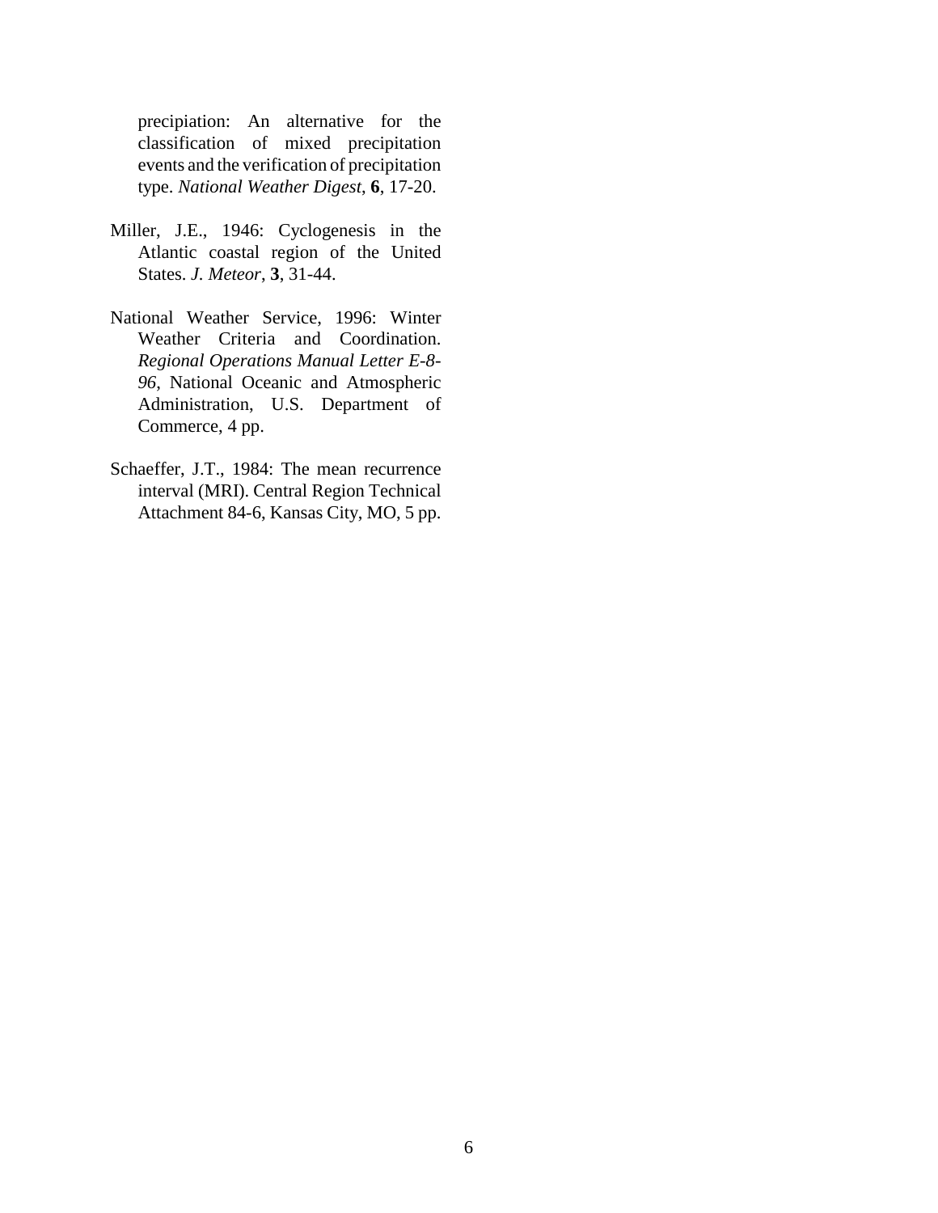precipiation: An alternative for the classification of mixed precipitation events and the verification of precipitation type. *National Weather Digest*, **6**, 17-20.

Miller, J.E., 1946: Cyclogenesis in the Atlantic coastal region of the United States. *J. Meteor*, **3**, 31-44.

National Weather Service, 1996: Winter Weather Criteria and Coordination. *Regional Operations Manual Letter E-8-96*, National Oceanic and Atmospheric Administration, U.S. Department of Commerce, 4 pp.

Schaeffer, J.T., 1984: The mean recurrence interval (MRI). Central Region Technical Attachment 84-6, Kansas City, MO, 5 pp.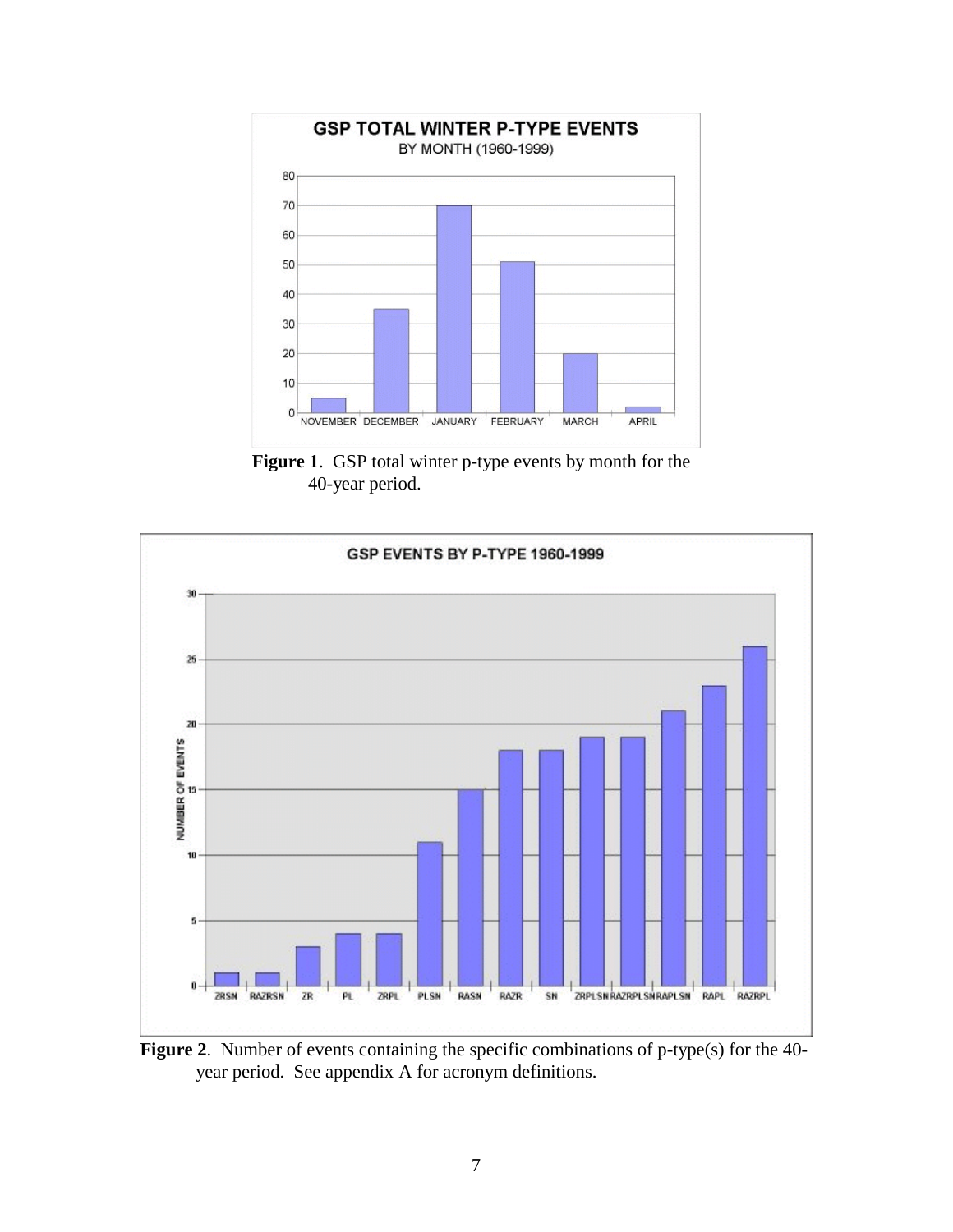**Figure 1**. GSP total winter p-type events by month for the 40-year period.

**Figure 2**. Number of events containing the specific combinations of p-type(s) for the 40-year period. See appendix A for acronym definitions.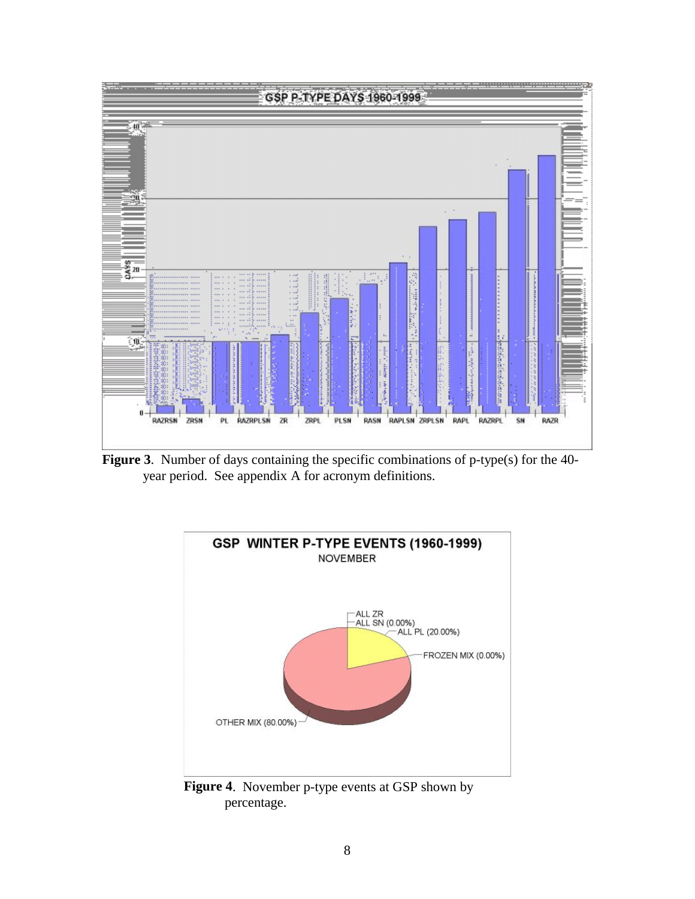**Figure 3**. Number of days containing the specific combinations of p-type(s) for the 40-year period. See appendix A for acronym definitions.

**Figure 4**. November p-type events at GSP shown by percentage.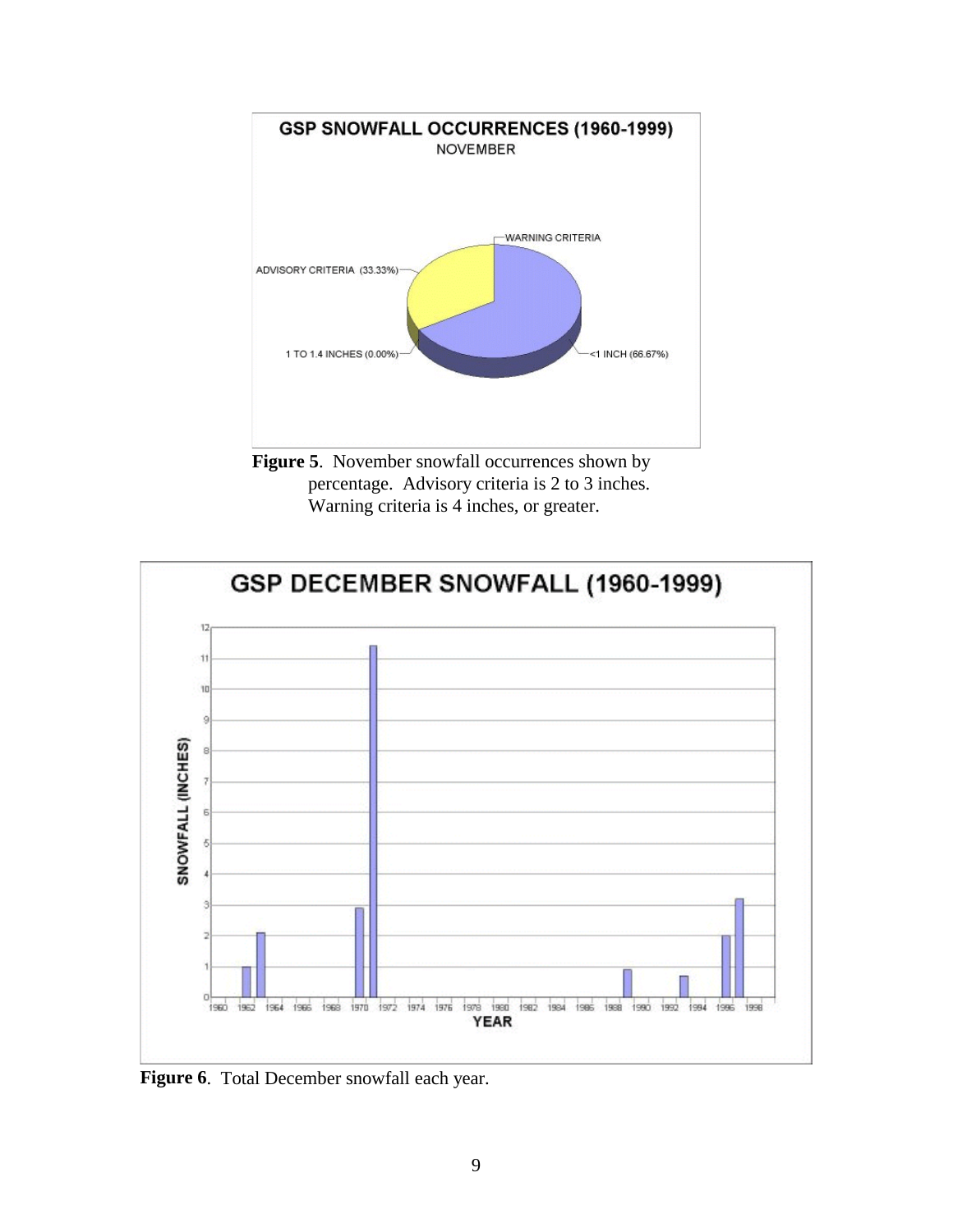**Figure 5**. November snowfall occurrences shown by percentage. Advisory criteria is 2 to 3 inches. Warning criteria is 4 inches, or greater.

**Figure 6**. Total December snowfall each year.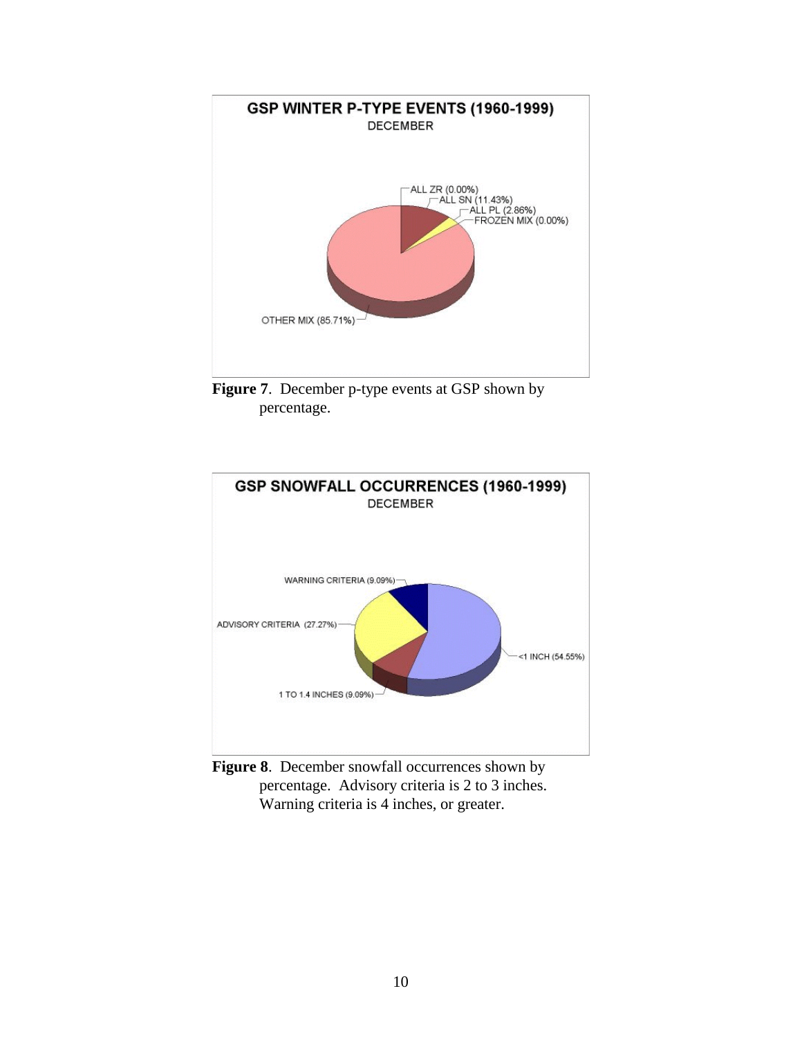**GSP WINTER P-TYPE EVENTS (1960-1999)**
DECEMBER

ALL ZR (0.00%)
ALL SN (11.43%)
ALL PL (2.86%)
FROZEN MIX (0.00%)
OTHER MIX (85.71%)

**Figure 7**. December p-type events at GSP shown by percentage.

**GSP SNOWFALL OCCURRENCES (1960-1999)**
DECEMBER

WARNING CRITERIA (9.09%)
ADVISORY CRITERIA (27.27%)
<1 INCH (54.55%)
1 TO 1.4 INCHES (9.09%)

**Figure 8**. December snowfall occurrences shown by percentage. Advisory criteria is 2 to 3 inches. Warning criteria is 4 inches, or greater.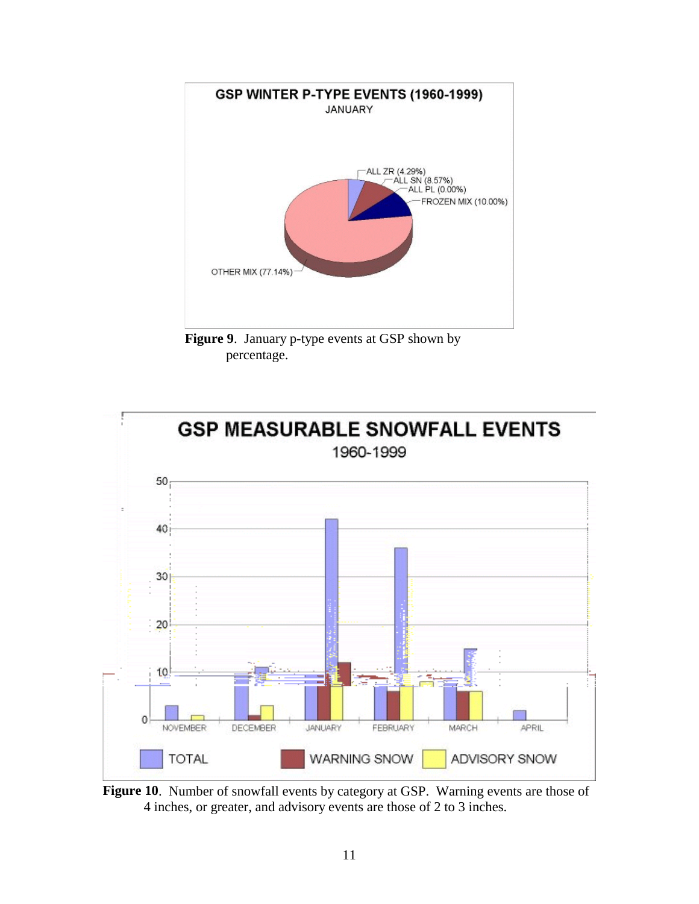**Figure 9**. January p-type events at GSP shown by percentage.

**Figure 10**. Number of snowfall events by category at GSP. Warning events are those of 4 inches, or greater, and advisory events are those of 2 to 3 inches.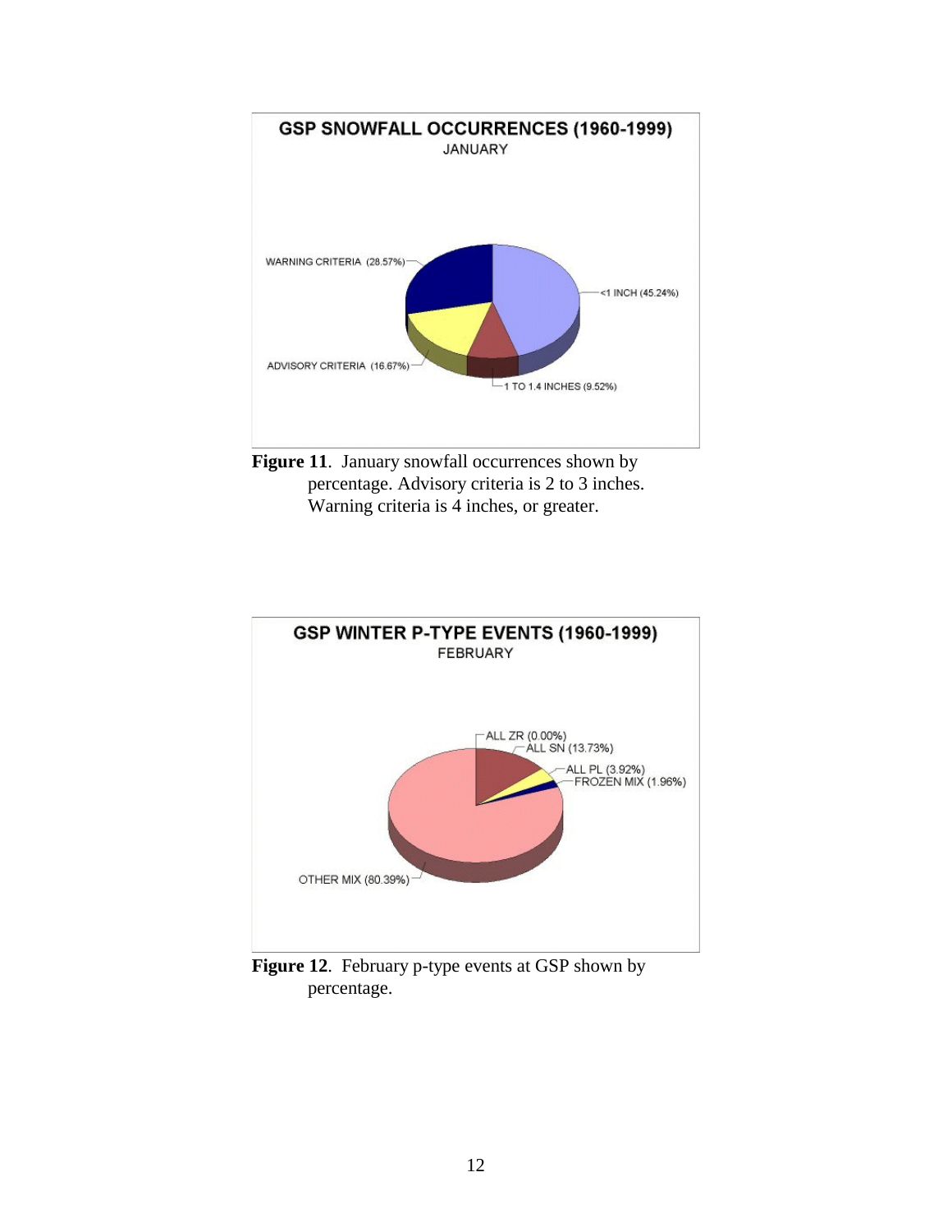**GSP SNOWFALL OCCURRENCES (1960-1999)**
JANUARY

WARNING CRITERIA (28.57%)
<1 INCH (45.24%)
ADVISORY CRITERIA (16.67%)
1 TO 1.4 INCHES (9.52%)

**Figure 11**. January snowfall occurrences shown by percentage. Advisory criteria is 2 to 3 inches. Warning criteria is 4 inches, or greater.

**GSP WINTER P-TYPE EVENTS (1960-1999)**
FEBRUARY

ALL ZR (0.00%)
ALL SN (13.73%)
ALL PL (3.92%)
FROZEN MIX (1.96%)
OTHER MIX (80.39%)

**Figure 12**. February p-type events at GSP shown by percentage.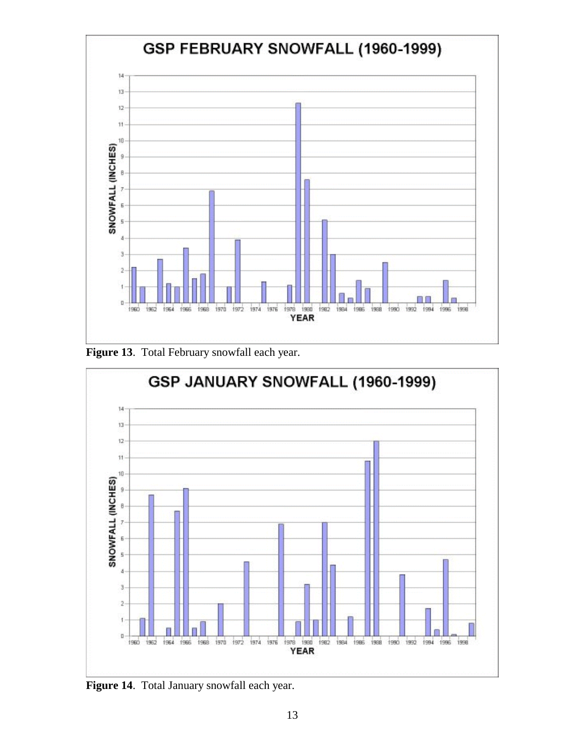Figure 13. Total February snowfall each year.

Figure 14. Total January snowfall each year.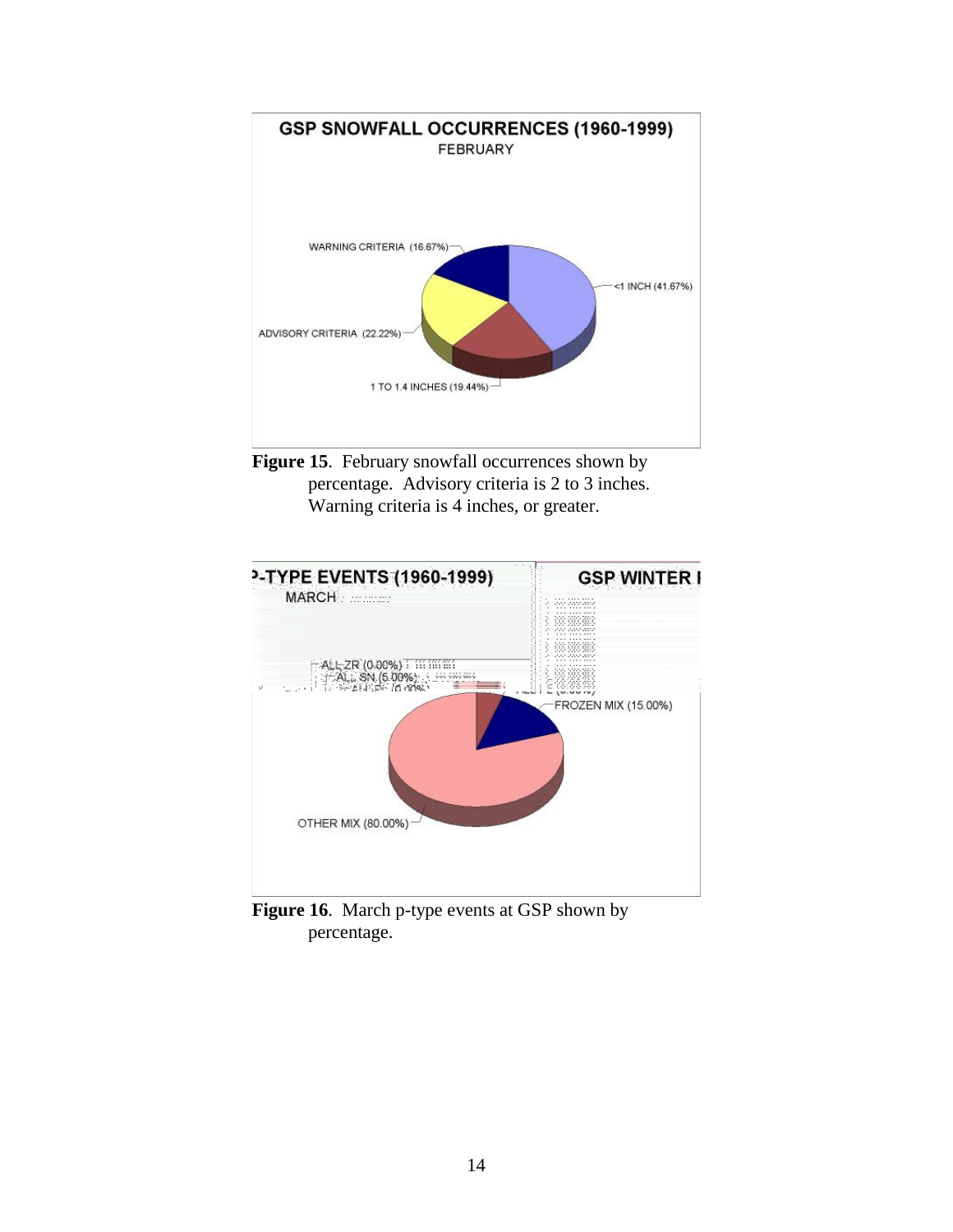**Figure 15**. February snowfall occurrences shown by percentage. Advisory criteria is 2 to 3 inches. Warning criteria is 4 inches, or greater.

**Figure 16**. March p-type events at GSP shown by percentage.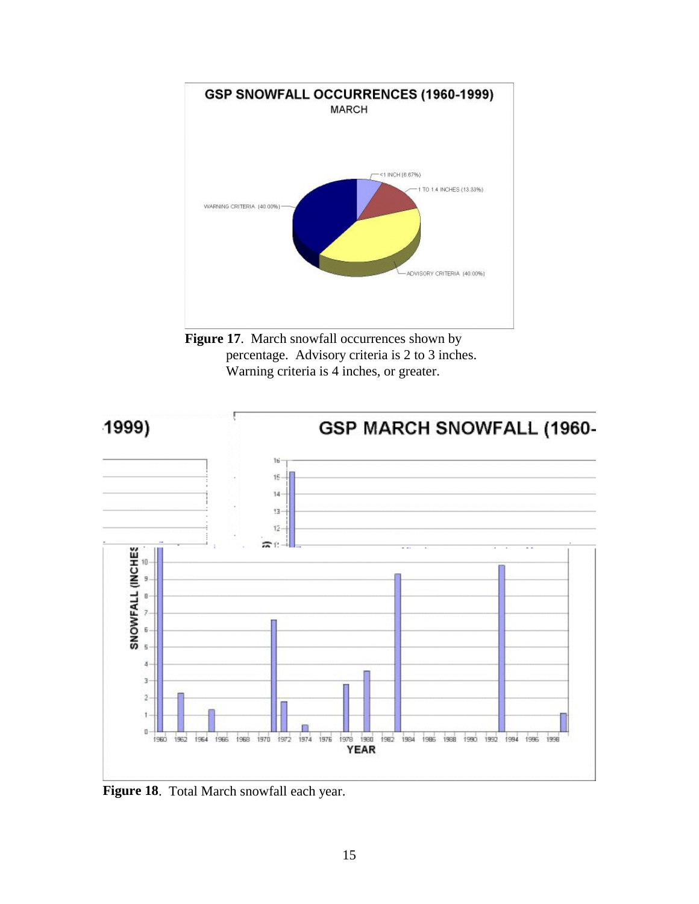**Figure 17**. March snowfall occurrences shown by percentage. Advisory criteria is 2 to 3 inches. Warning criteria is 4 inches, or greater.

**Figure 18**. Total March snowfall each year.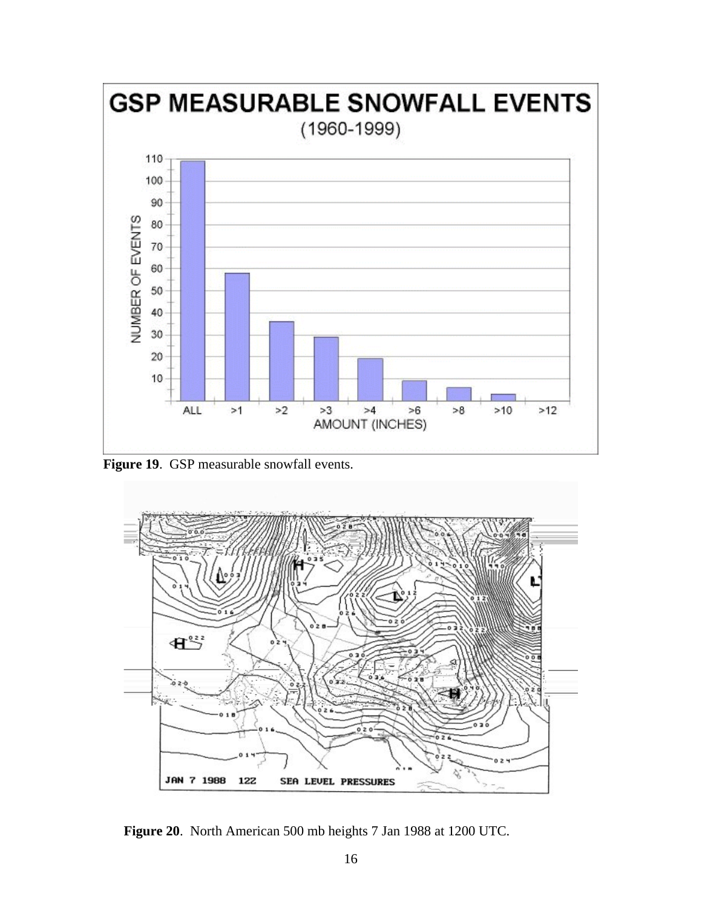Figure 19. GSP measurable snowfall events.

Figure 20. North American 500 mb heights 7 Jan 1988 at 1200 UTC.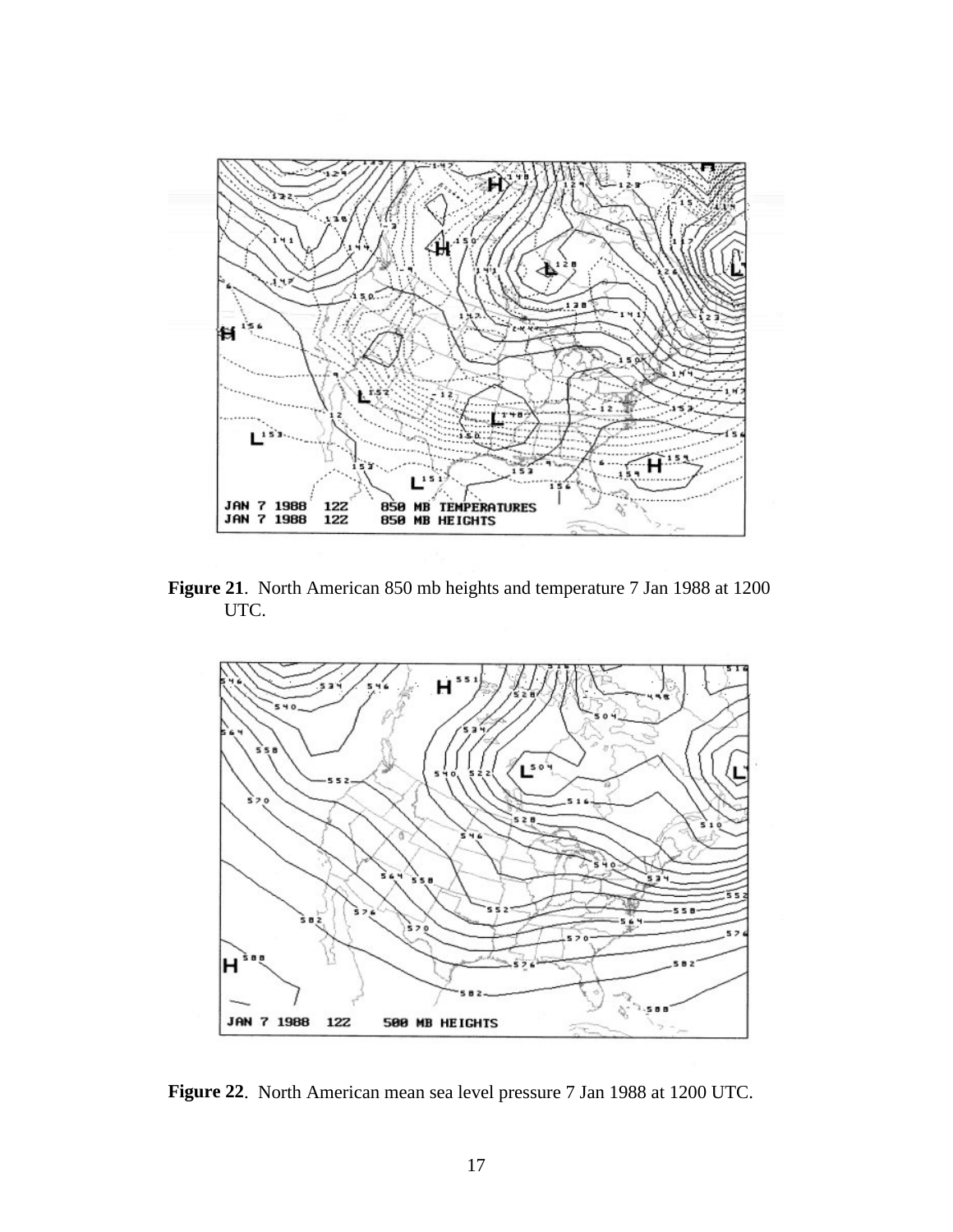**Figure 21**. North American 850 mb heights and temperature 7 Jan 1988 at 1200 UTC.

**Figure 22**. North American mean sea level pressure 7 Jan 1988 at 1200 UTC.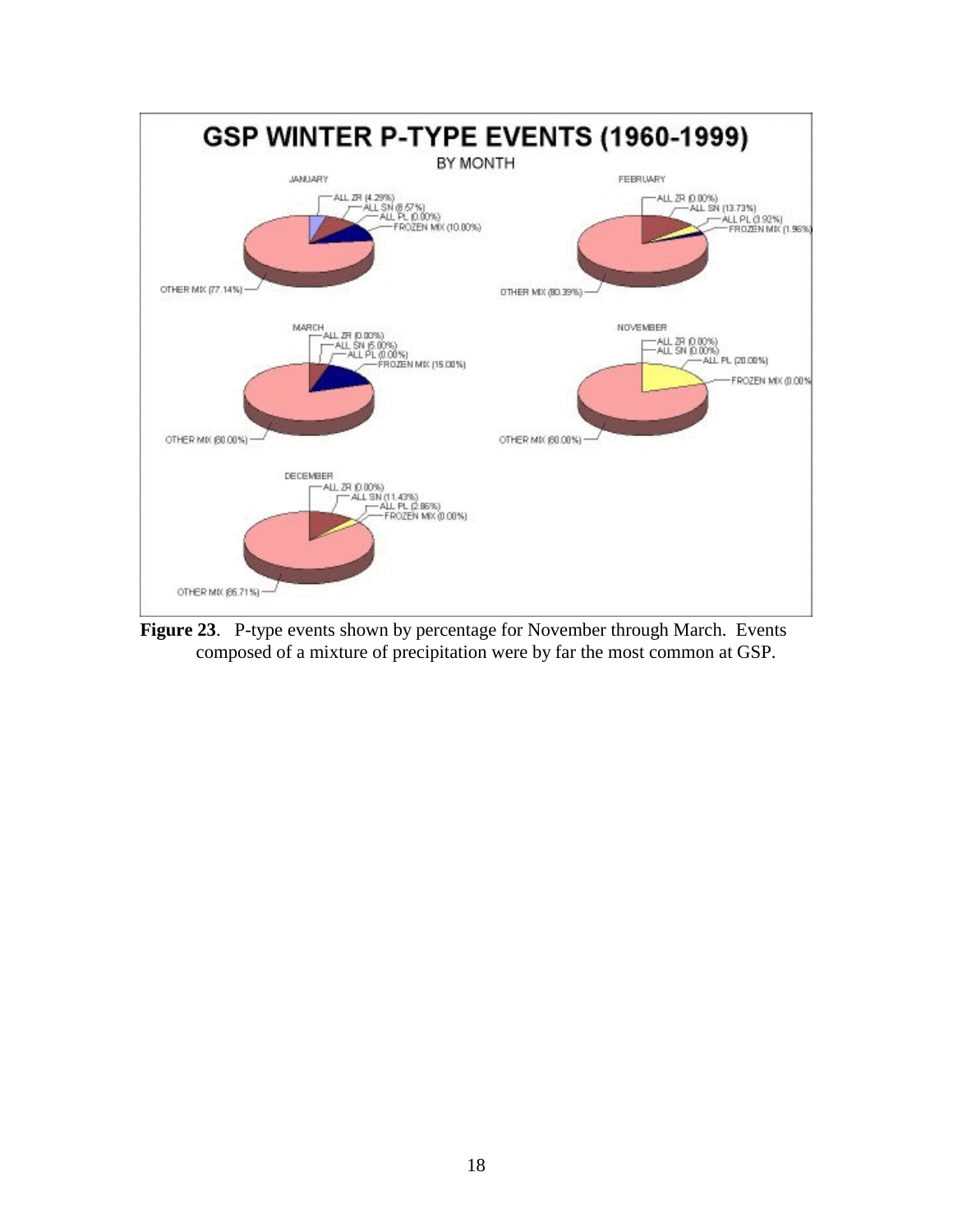**GSP WINTER P-TYPE EVENTS (1960-1999)**

BY MONTH

JANUARY

- ALL ZR (4.29%)
- ALL SN (8.57%)
- ALL PL (0.00%)
- FROZEN MIX (10.00%)
- OTHER MIX (77.14%)

FEBRUARY

- ALL ZR (0.00%)
- ALL SN (13.73%)
- ALL PL (3.92%)
- FROZEN MIX (1.96%)
- OTHER MIX (80.39%)

MARCH

- ALL ZR (0.00%)
- ALL SN (5.00%)
- ALL PL (0.00%)
- FROZEN MIX (15.00%)
- OTHER MIX (80.00%)

NOVEMBER

- ALL ZR (0.00%)
- ALL SN (0.00%)
- ALL PL (20.00%)
- FROZEN MIX (0.00%)
- OTHER MIX (80.00%)

DECEMBER

- ALL ZR (0.00%)
- ALL SN (11.43%)
- ALL PL (2.86%)
- FROZEN MIX (0.00%)
- OTHER MIX (85.71%)

**Figure 23**. P-type events shown by percentage for November through March. Events composed of a mixture of precipitation were by far the most common at GSP.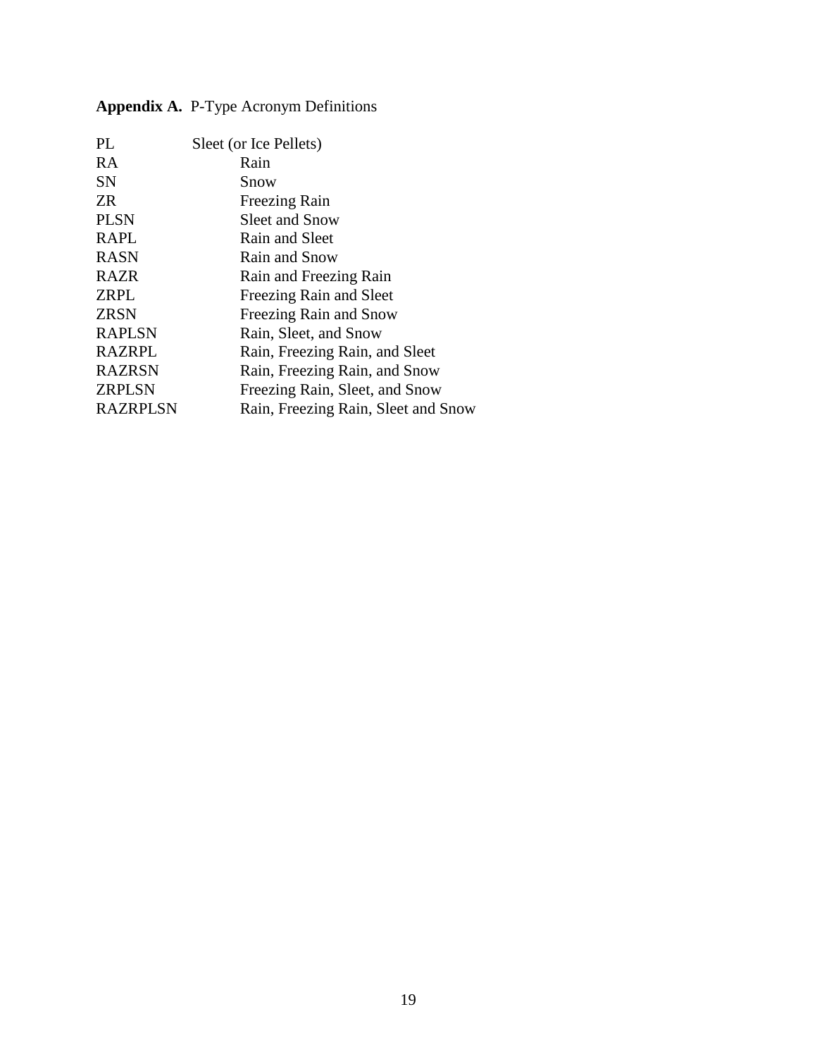**Appendix A.** P-Type Acronym Definitions

| | |
|---|---|
| PL | Sleet (or Ice Pellets) |
| RA | Rain |
| SN | Snow |
| ZR | Freezing Rain |
| PLSN | Sleet and Snow |
| RAPL | Rain and Sleet |
| RASN | Rain and Snow |
| RAZR | Rain and Freezing Rain |
| ZRPL | Freezing Rain and Sleet |
| ZRSN | Freezing Rain and Snow |
| RAPLSN | Rain, Sleet, and Snow |
| RAZRPL | Rain, Freezing Rain, and Sleet |
| RAZRSN | Rain, Freezing Rain, and Snow |
| ZRPLSN | Freezing Rain, Sleet, and Snow |
| RAZRPLSN | Rain, Freezing Rain, Sleet and Snow |